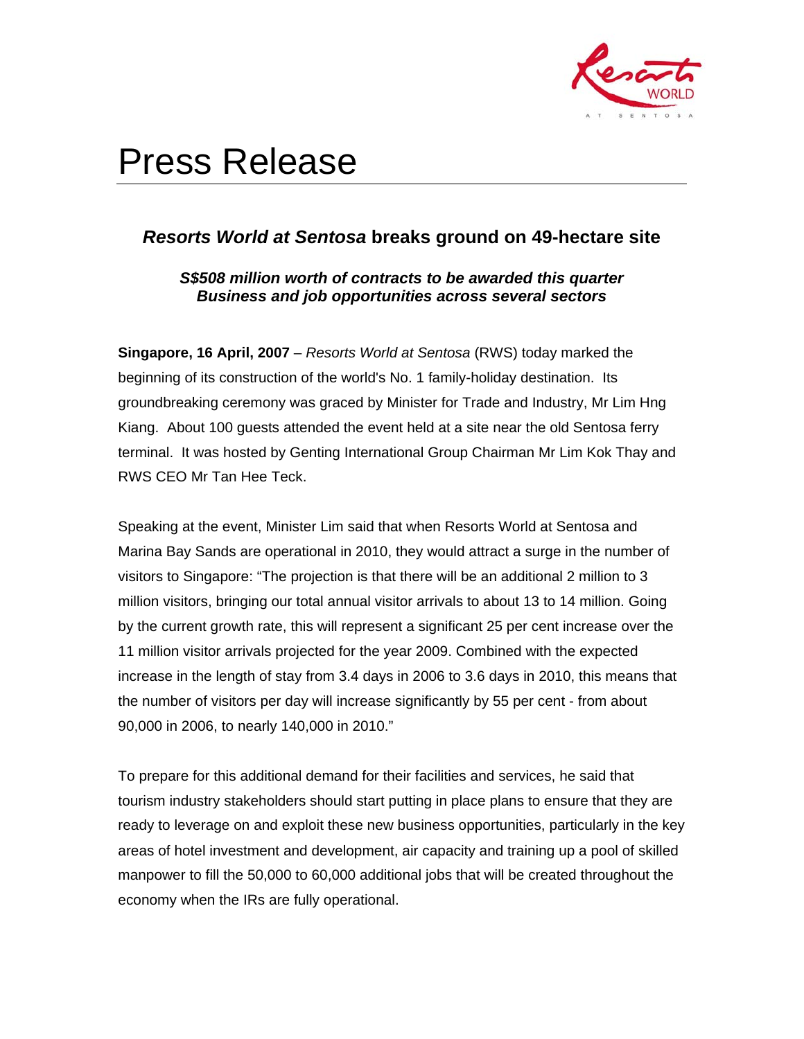# Press Release

## *Resorts World at Sentosa* breaks ground on 49-hectare site

### *S$508 million worth of contracts to be awarded this quarter*
### *Business and job opportunities across several sectors*

**Singapore, 16 April, 2007** – *Resorts World at Sentosa* (RWS) today marked the beginning of its construction of the world's No. 1 family-holiday destination. Its groundbreaking ceremony was graced by Minister for Trade and Industry, Mr Lim Hng Kiang. About 100 guests attended the event held at a site near the old Sentosa ferry terminal. It was hosted by Genting International Group Chairman Mr Lim Kok Thay and RWS CEO Mr Tan Hee Teck.

Speaking at the event, Minister Lim said that when Resorts World at Sentosa and Marina Bay Sands are operational in 2010, they would attract a surge in the number of visitors to Singapore: "The projection is that there will be an additional 2 million to 3 million visitors, bringing our total annual visitor arrivals to about 13 to 14 million. Going by the current growth rate, this will represent a significant 25 per cent increase over the 11 million visitor arrivals projected for the year 2009. Combined with the expected increase in the length of stay from 3.4 days in 2006 to 3.6 days in 2010, this means that the number of visitors per day will increase significantly by 55 per cent - from about 90,000 in 2006, to nearly 140,000 in 2010."

To prepare for this additional demand for their facilities and services, he said that tourism industry stakeholders should start putting in place plans to ensure that they are ready to leverage on and exploit these new business opportunities, particularly in the key areas of hotel investment and development, air capacity and training up a pool of skilled manpower to fill the 50,000 to 60,000 additional jobs that will be created throughout the economy when the IRs are fully operational.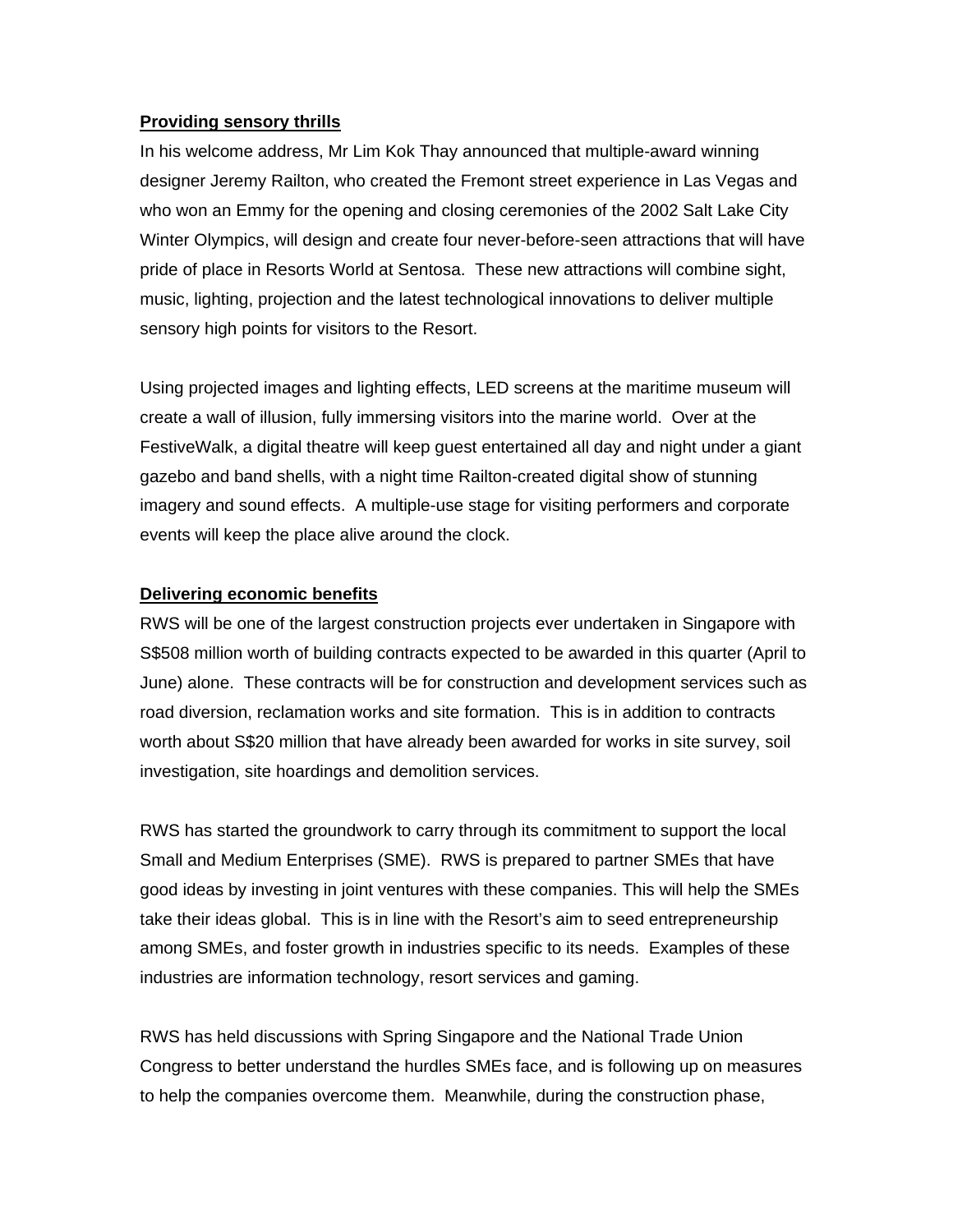**Providing sensory thrills**

In his welcome address, Mr Lim Kok Thay announced that multiple-award winning designer Jeremy Railton, who created the Fremont street experience in Las Vegas and who won an Emmy for the opening and closing ceremonies of the 2002 Salt Lake City Winter Olympics, will design and create four never-before-seen attractions that will have pride of place in Resorts World at Sentosa. These new attractions will combine sight, music, lighting, projection and the latest technological innovations to deliver multiple sensory high points for visitors to the Resort.

Using projected images and lighting effects, LED screens at the maritime museum will create a wall of illusion, fully immersing visitors into the marine world. Over at the FestiveWalk, a digital theatre will keep guest entertained all day and night under a giant gazebo and band shells, with a night time Railton-created digital show of stunning imagery and sound effects. A multiple-use stage for visiting performers and corporate events will keep the place alive around the clock.

**Delivering economic benefits**

RWS will be one of the largest construction projects ever undertaken in Singapore with S$508 million worth of building contracts expected to be awarded in this quarter (April to June) alone. These contracts will be for construction and development services such as road diversion, reclamation works and site formation. This is in addition to contracts worth about S$20 million that have already been awarded for works in site survey, soil investigation, site hoardings and demolition services.

RWS has started the groundwork to carry through its commitment to support the local Small and Medium Enterprises (SME). RWS is prepared to partner SMEs that have good ideas by investing in joint ventures with these companies. This will help the SMEs take their ideas global. This is in line with the Resort's aim to seed entrepreneurship among SMEs, and foster growth in industries specific to its needs. Examples of these industries are information technology, resort services and gaming.

RWS has held discussions with Spring Singapore and the National Trade Union Congress to better understand the hurdles SMEs face, and is following up on measures to help the companies overcome them. Meanwhile, during the construction phase,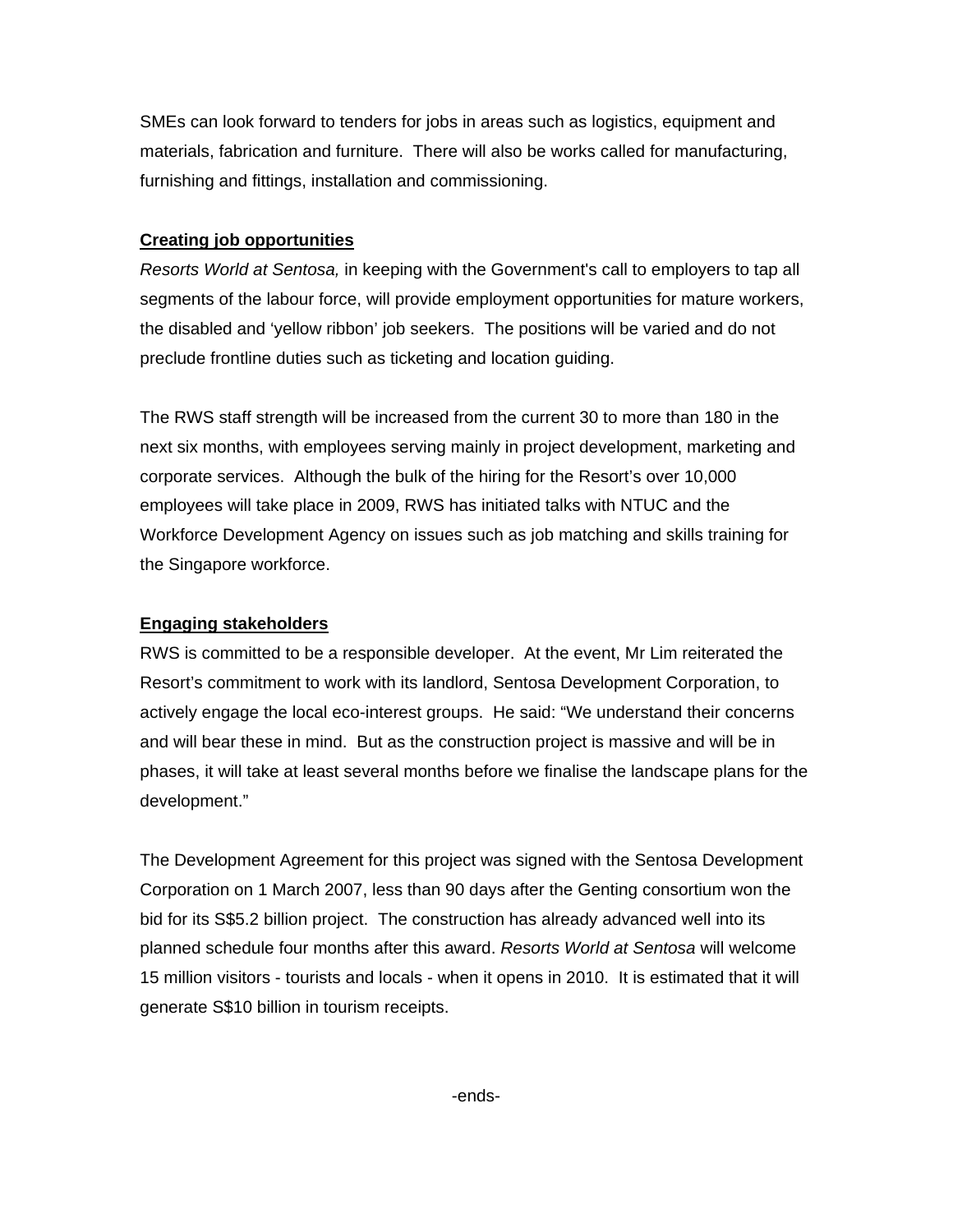SMEs can look forward to tenders for jobs in areas such as logistics, equipment and materials, fabrication and furniture. There will also be works called for manufacturing, furnishing and fittings, installation and commissioning.

**Creating job opportunities**

*Resorts World at Sentosa,* in keeping with the Government's call to employers to tap all segments of the labour force, will provide employment opportunities for mature workers, the disabled and 'yellow ribbon' job seekers. The positions will be varied and do not preclude frontline duties such as ticketing and location guiding.

The RWS staff strength will be increased from the current 30 to more than 180 in the next six months, with employees serving mainly in project development, marketing and corporate services. Although the bulk of the hiring for the Resort's over 10,000 employees will take place in 2009, RWS has initiated talks with NTUC and the Workforce Development Agency on issues such as job matching and skills training for the Singapore workforce.

**Engaging stakeholders**

RWS is committed to be a responsible developer. At the event, Mr Lim reiterated the Resort's commitment to work with its landlord, Sentosa Development Corporation, to actively engage the local eco-interest groups. He said: "We understand their concerns and will bear these in mind. But as the construction project is massive and will be in phases, it will take at least several months before we finalise the landscape plans for the development."

The Development Agreement for this project was signed with the Sentosa Development Corporation on 1 March 2007, less than 90 days after the Genting consortium won the bid for its S$5.2 billion project. The construction has already advanced well into its planned schedule four months after this award. *Resorts World at Sentosa* will welcome 15 million visitors - tourists and locals - when it opens in 2010. It is estimated that it will generate S$10 billion in tourism receipts.

-ends-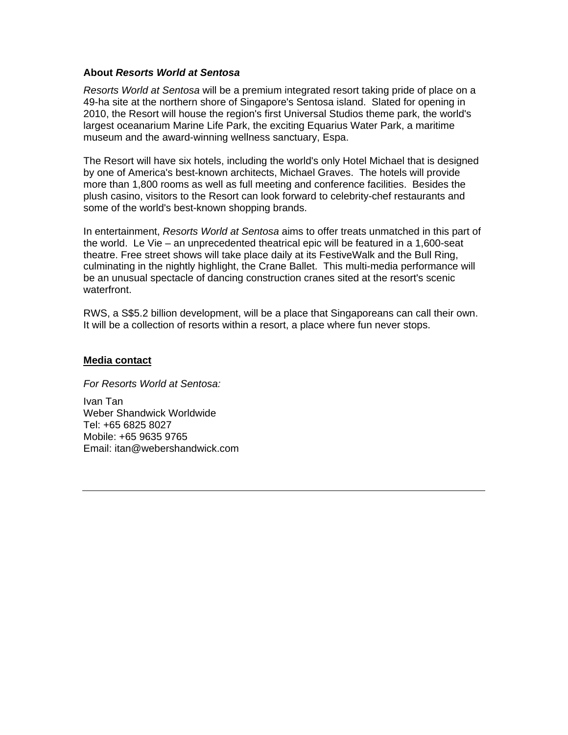**About *Resorts World at Sentosa***

*Resorts World at Sentosa* will be a premium integrated resort taking pride of place on a 49-ha site at the northern shore of Singapore's Sentosa island. Slated for opening in 2010, the Resort will house the region's first Universal Studios theme park, the world's largest oceanarium Marine Life Park, the exciting Equarius Water Park, a maritime museum and the award-winning wellness sanctuary, Espa.

The Resort will have six hotels, including the world's only Hotel Michael that is designed by one of America's best-known architects, Michael Graves. The hotels will provide more than 1,800 rooms as well as full meeting and conference facilities. Besides the plush casino, visitors to the Resort can look forward to celebrity-chef restaurants and some of the world's best-known shopping brands.

In entertainment, *Resorts World at Sentosa* aims to offer treats unmatched in this part of the world. Le Vie – an unprecedented theatrical epic will be featured in a 1,600-seat theatre. Free street shows will take place daily at its FestiveWalk and the Bull Ring, culminating in the nightly highlight, the Crane Ballet. This multi-media performance will be an unusual spectacle of dancing construction cranes sited at the resort's scenic waterfront.

RWS, a S$5.2 billion development, will be a place that Singaporeans can call their own. It will be a collection of resorts within a resort, a place where fun never stops.

**Media contact**

*For Resorts World at Sentosa:*

Ivan Tan
Weber Shandwick Worldwide
Tel: +65 6825 8027
Mobile: +65 9635 9765
Email: itan@webershandwick.com

---